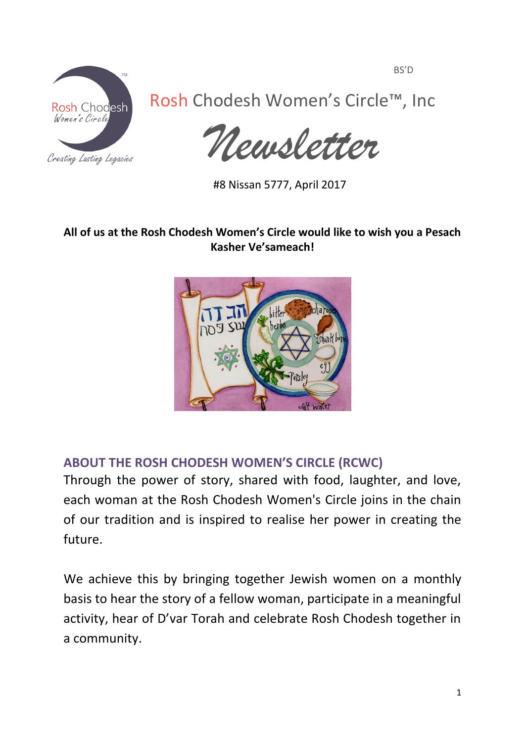BS'D

# Rosh Chodesh Women's Circle™, Inc

# Newsletter

#8 Nissan 5777, April 2017

**All of us at the Rosh Chodesh Women's Circle would like to wish you a Pesach Kasher Ve'sameach!**

## ABOUT THE ROSH CHODESH WOMEN'S CIRCLE (RCWC)

Through the power of story, shared with food, laughter, and love, each woman at the Rosh Chodesh Women's Circle joins in the chain of our tradition and is inspired to realise her power in creating the future.

We achieve this by bringing together Jewish women on a monthly basis to hear the story of a fellow woman, participate in a meaningful activity, hear of D'var Torah and celebrate Rosh Chodesh together in a community.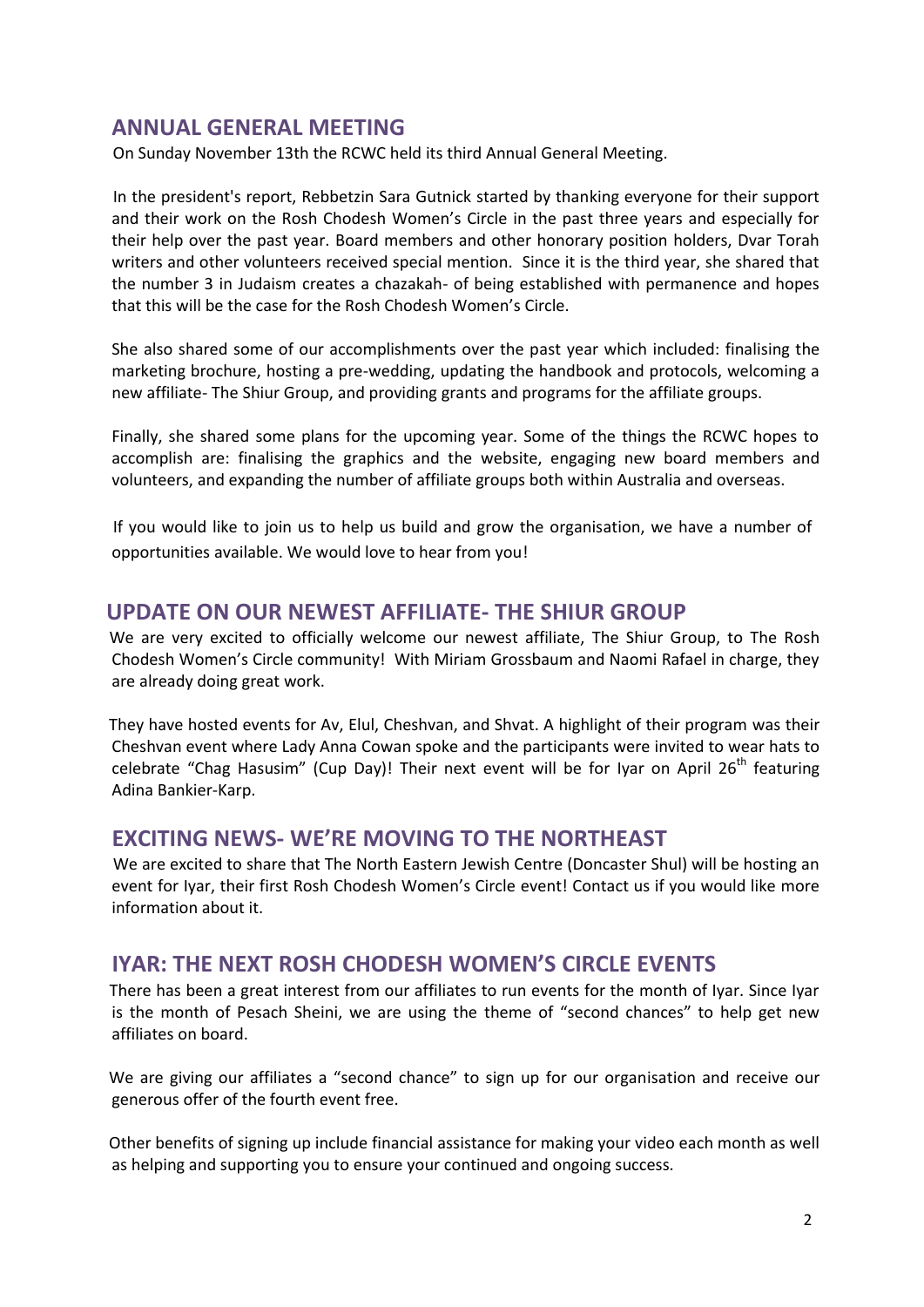## ANNUAL GENERAL MEETING

On Sunday November 13th the RCWC held its third Annual General Meeting.

In the president's report, Rebbetzin Sara Gutnick started by thanking everyone for their support and their work on the Rosh Chodesh Women's Circle in the past three years and especially for their help over the past year. Board members and other honorary position holders, Dvar Torah writers and other volunteers received special mention. Since it is the third year, she shared that the number 3 in Judaism creates a chazakah- of being established with permanence and hopes that this will be the case for the Rosh Chodesh Women's Circle.

She also shared some of our accomplishments over the past year which included: finalising the marketing brochure, hosting a pre-wedding, updating the handbook and protocols, welcoming a new affiliate- The Shiur Group, and providing grants and programs for the affiliate groups.

Finally, she shared some plans for the upcoming year. Some of the things the RCWC hopes to accomplish are: finalising the graphics and the website, engaging new board members and volunteers, and expanding the number of affiliate groups both within Australia and overseas.

If you would like to join us to help us build and grow the organisation, we have a number of opportunities available. We would love to hear from you!

## UPDATE ON OUR NEWEST AFFILIATE- THE SHIUR GROUP

We are very excited to officially welcome our newest affiliate, The Shiur Group, to The Rosh Chodesh Women's Circle community! With Miriam Grossbaum and Naomi Rafael in charge, they are already doing great work.

They have hosted events for Av, Elul, Cheshvan, and Shvat. A highlight of their program was their Cheshvan event where Lady Anna Cowan spoke and the participants were invited to wear hats to celebrate "Chag Hasusim" (Cup Day)! Their next event will be for Iyar on April 26th featuring Adina Bankier-Karp.

## EXCITING NEWS- WE'RE MOVING TO THE NORTHEAST

We are excited to share that The North Eastern Jewish Centre (Doncaster Shul) will be hosting an event for Iyar, their first Rosh Chodesh Women's Circle event! Contact us if you would like more information about it.

## IYAR: THE NEXT ROSH CHODESH WOMEN'S CIRCLE EVENTS

There has been a great interest from our affiliates to run events for the month of Iyar. Since Iyar is the month of Pesach Sheini, we are using the theme of "second chances" to help get new affiliates on board.

We are giving our affiliates a "second chance" to sign up for our organisation and receive our generous offer of the fourth event free.

Other benefits of signing up include financial assistance for making your video each month as well as helping and supporting you to ensure your continued and ongoing success.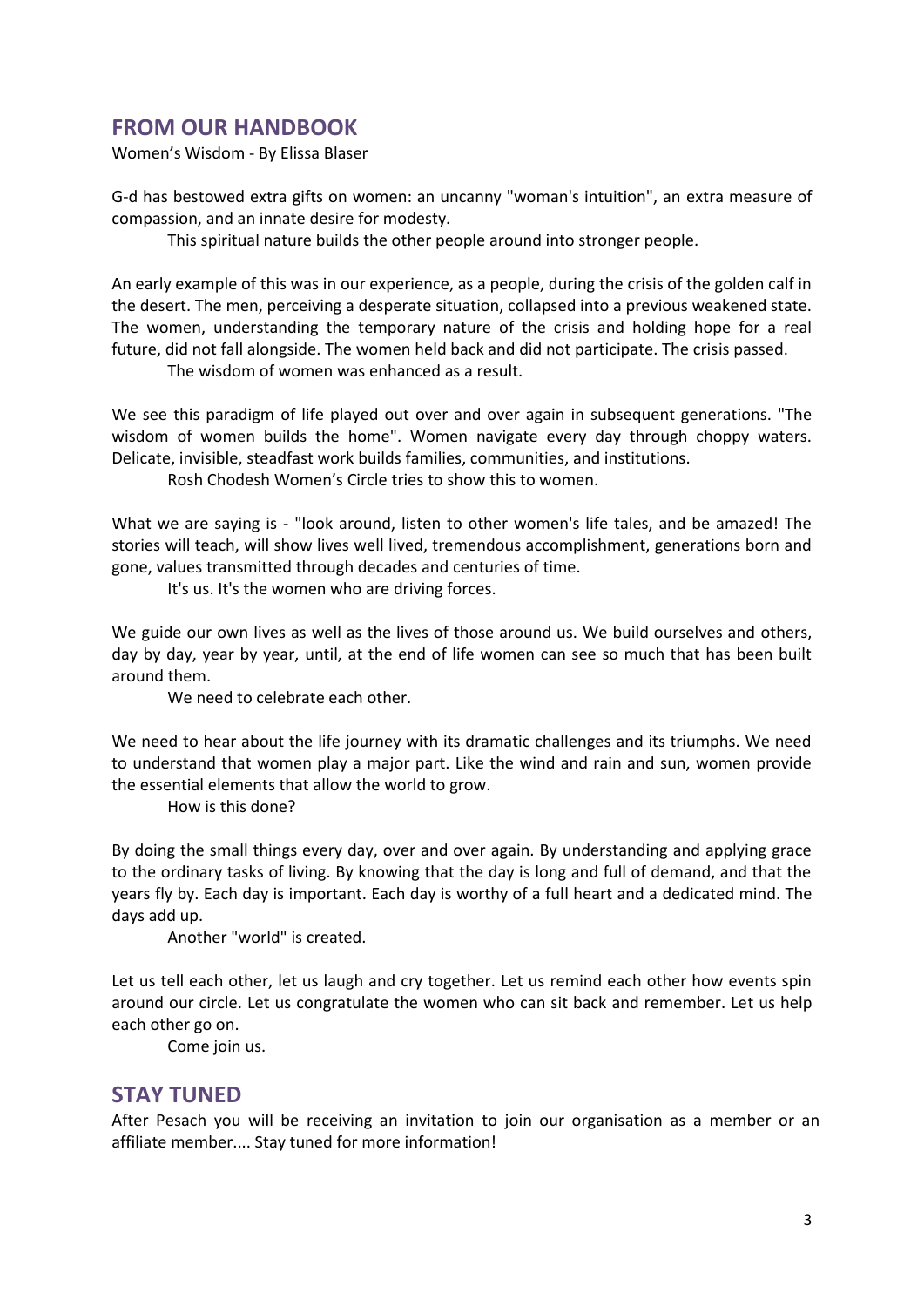## FROM OUR HANDBOOK

Women's Wisdom - By Elissa Blaser

G-d has bestowed extra gifts on women: an uncanny "woman's intuition", an extra measure of compassion, and an innate desire for modesty.

This spiritual nature builds the other people around into stronger people.

An early example of this was in our experience, as a people, during the crisis of the golden calf in the desert. The men, perceiving a desperate situation, collapsed into a previous weakened state. The women, understanding the temporary nature of the crisis and holding hope for a real future, did not fall alongside. The women held back and did not participate. The crisis passed.

The wisdom of women was enhanced as a result.

We see this paradigm of life played out over and over again in subsequent generations. "The wisdom of women builds the home". Women navigate every day through choppy waters. Delicate, invisible, steadfast work builds families, communities, and institutions.

Rosh Chodesh Women's Circle tries to show this to women.

What we are saying is - "look around, listen to other women's life tales, and be amazed! The stories will teach, will show lives well lived, tremendous accomplishment, generations born and gone, values transmitted through decades and centuries of time.

It's us. It's the women who are driving forces.

We guide our own lives as well as the lives of those around us. We build ourselves and others, day by day, year by year, until, at the end of life women can see so much that has been built around them.

We need to celebrate each other.

We need to hear about the life journey with its dramatic challenges and its triumphs. We need to understand that women play a major part. Like the wind and rain and sun, women provide the essential elements that allow the world to grow.

How is this done?

By doing the small things every day, over and over again. By understanding and applying grace to the ordinary tasks of living. By knowing that the day is long and full of demand, and that the years fly by. Each day is important. Each day is worthy of a full heart and a dedicated mind. The days add up.

Another "world" is created.

Let us tell each other, let us laugh and cry together. Let us remind each other how events spin around our circle. Let us congratulate the women who can sit back and remember. Let us help each other go on.

Come join us.

## STAY TUNED

After Pesach you will be receiving an invitation to join our organisation as a member or an affiliate member.... Stay tuned for more information!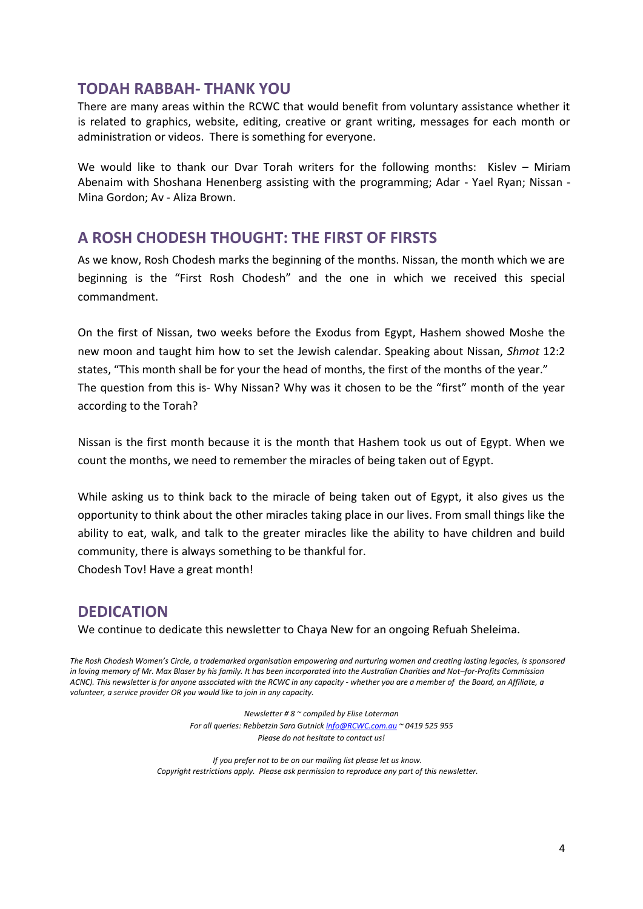## TODAH RABBAH- THANK YOU

There are many areas within the RCWC that would benefit from voluntary assistance whether it is related to graphics, website, editing, creative or grant writing, messages for each month or administration or videos. There is something for everyone.

We would like to thank our Dvar Torah writers for the following months: Kislev – Miriam Abenaim with Shoshana Henenberg assisting with the programming; Adar - Yael Ryan; Nissan - Mina Gordon; Av - Aliza Brown.

## A ROSH CHODESH THOUGHT: THE FIRST OF FIRSTS

As we know, Rosh Chodesh marks the beginning of the months. Nissan, the month which we are beginning is the "First Rosh Chodesh" and the one in which we received this special commandment.

On the first of Nissan, two weeks before the Exodus from Egypt, Hashem showed Moshe the new moon and taught him how to set the Jewish calendar. Speaking about Nissan, *Shmot* 12:2 states, "This month shall be for your the head of months, the first of the months of the year." The question from this is- Why Nissan? Why was it chosen to be the "first" month of the year according to the Torah?

Nissan is the first month because it is the month that Hashem took us out of Egypt. When we count the months, we need to remember the miracles of being taken out of Egypt.

While asking us to think back to the miracle of being taken out of Egypt, it also gives us the opportunity to think about the other miracles taking place in our lives. From small things like the ability to eat, walk, and talk to the greater miracles like the ability to have children and build community, there is always something to be thankful for.
Chodesh Tov! Have a great month!

## DEDICATION

We continue to dedicate this newsletter to Chaya New for an ongoing Refuah Sheleima.

*The Rosh Chodesh Women's Circle, a trademarked organisation empowering and nurturing women and creating lasting legacies, is sponsored in loving memory of Mr. Max Blaser by his family. It has been incorporated into the Australian Charities and Not–for-Profits Commission ACNC). This newsletter is for anyone associated with the RCWC in any capacity - whether you are a member of the Board, an Affiliate, a volunteer, a service provider OR you would like to join in any capacity.*

*Newsletter # 8 ~ compiled by Elise Loterman*
*For all queries: Rebbetzin Sara Gutnick info@RCWC.com.au ~ 0419 525 955*
*Please do not hesitate to contact us!*

*If you prefer not to be on our mailing list please let us know.*
*Copyright restrictions apply. Please ask permission to reproduce any part of this newsletter.*